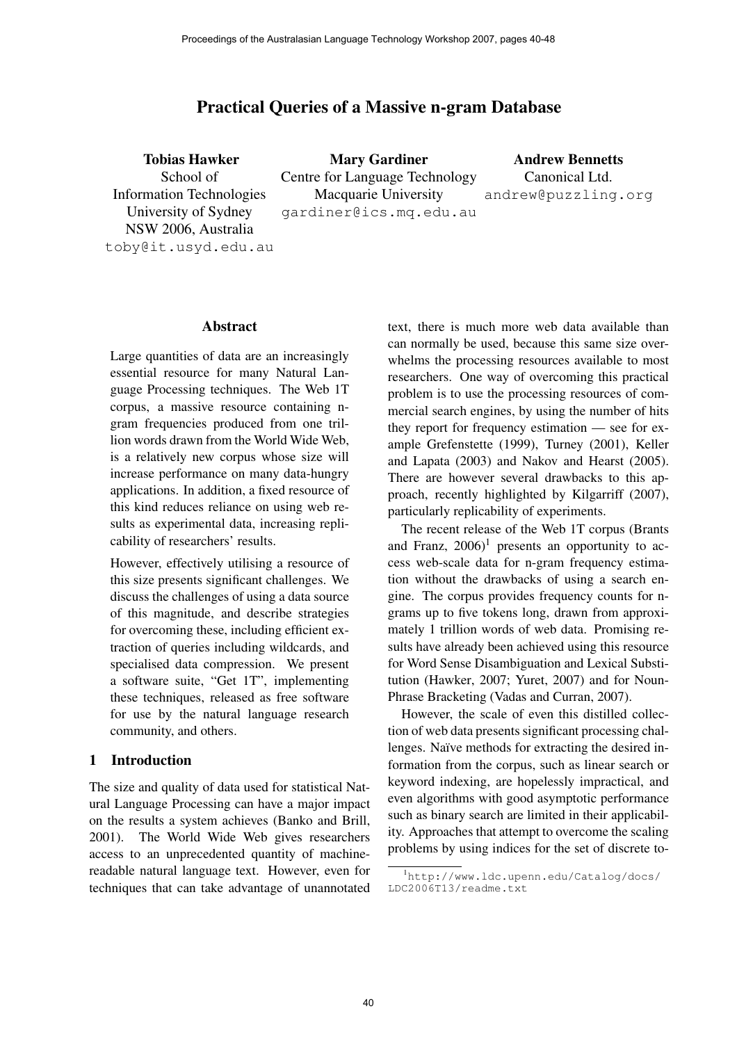# Practical Queries of a Massive n-gram Database

**Tobias Hawker**
School of Information Technologies
University of Sydney
NSW 2006, Australia
toby@it.usyd.edu.au

**Mary Gardiner**
Centre for Language Technology
Macquarie University
gardiner@ics.mq.edu.au

**Andrew Bennetts**
Canonical Ltd.
andrew@puzzling.org

## Abstract

Large quantities of data are an increasingly essential resource for many Natural Language Processing techniques. The Web 1T corpus, a massive resource containing n-gram frequencies produced from one trillion words drawn from the World Wide Web, is a relatively new corpus whose size will increase performance on many data-hungry applications. In addition, a fixed resource of this kind reduces reliance on using web results as experimental data, increasing replicability of researchers' results.

However, effectively utilising a resource of this size presents significant challenges. We discuss the challenges of using a data source of this magnitude, and describe strategies for overcoming these, including efficient extraction of queries including wildcards, and specialised data compression. We present a software suite, "Get 1T", implementing these techniques, released as free software for use by the natural language research community, and others.

## 1 Introduction

The size and quality of data used for statistical Natural Language Processing can have a major impact on the results a system achieves (Banko and Brill, 2001). The World Wide Web gives researchers access to an unprecedented quantity of machine-readable natural language text. However, even for techniques that can take advantage of unannotated text, there is much more web data available than can normally be used, because this same size overwhelms the processing resources available to most researchers. One way of overcoming this practical problem is to use the processing resources of commercial search engines, by using the number of hits they report for frequency estimation — see for example Grefenstette (1999), Turney (2001), Keller and Lapata (2003) and Nakov and Hearst (2005). There are however several drawbacks to this approach, recently highlighted by Kilgarriff (2007), particularly replicability of experiments.

The recent release of the Web 1T corpus (Brants and Franz, 2006)[1] presents an opportunity to access web-scale data for n-gram frequency estimation without the drawbacks of using a search engine. The corpus provides frequency counts for n-grams up to five tokens long, drawn from approximately 1 trillion words of web data. Promising results have already been achieved using this resource for Word Sense Disambiguation and Lexical Substitution (Hawker, 2007; Yuret, 2007) and for Noun-Phrase Bracketing (Vadas and Curran, 2007).

However, the scale of even this distilled collection of web data presents significant processing challenges. Naïve methods for extracting the desired information from the corpus, such as linear search or keyword indexing, are hopelessly impractical, and even algorithms with good asymptotic performance such as binary search are limited in their applicability. Approaches that attempt to overcome the scaling problems by using indices for the set of discrete to-

[1] http://www.ldc.upenn.edu/Catalog/docs/LDC2006T13/readme.txt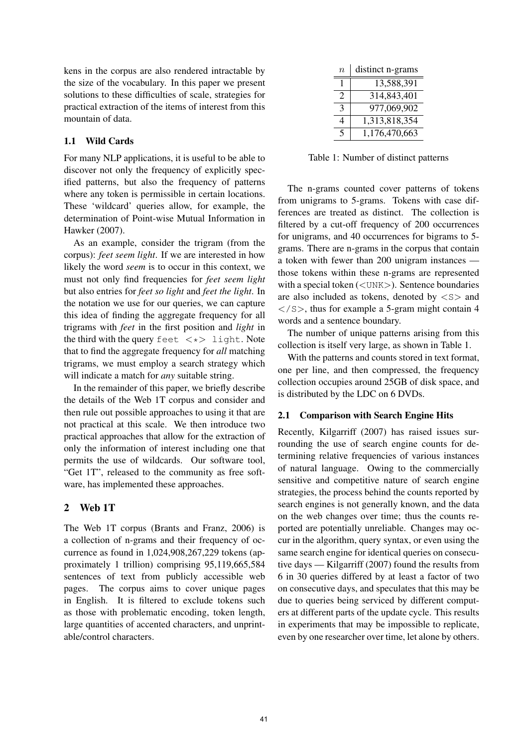kens in the corpus are also rendered intractable by the size of the vocabulary. In this paper we present solutions to these difficulties of scale, strategies for practical extraction of the items of interest from this mountain of data.

### 1.1 Wild Cards

For many NLP applications, it is useful to be able to discover not only the frequency of explicitly specified patterns, but also the frequency of patterns where any token is permissible in certain locations. These 'wildcard' queries allow, for example, the determination of Point-wise Mutual Information in Hawker (2007).

As an example, consider the trigram (from the corpus): *feet seem light*. If we are interested in how likely the word *seem* is to occur in this context, we must not only find frequencies for *feet seem light* but also entries for *feet so light* and *feet the light*. In the notation we use for our queries, we can capture this idea of finding the aggregate frequency for all trigrams with *feet* in the first position and *light* in the third with the query `feet <*> light`. Note that to find the aggregate frequency for *all* matching trigrams, we must employ a search strategy which will indicate a match for *any* suitable string.

In the remainder of this paper, we briefly describe the details of the Web 1T corpus and consider and then rule out possible approaches to using it that are not practical at this scale. We then introduce two practical approaches that allow for the extraction of only the information of interest including one that permits the use of wildcards. Our software tool, "Get 1T", released to the community as free software, has implemented these approaches.

## 2 Web 1T

The Web 1T corpus (Brants and Franz, 2006) is a collection of n-grams and their frequency of occurrence as found in 1,024,908,267,229 tokens (approximately 1 trillion) comprising 95,119,665,584 sentences of text from publicly accessible web pages. The corpus aims to cover unique pages in English. It is filtered to exclude tokens such as those with problematic encoding, token length, large quantities of accented characters, and unprintable/control characters.

| $n$ | distinct n-grams |
|---|---|
| 1 | 13,588,391 |
| 2 | 314,843,401 |
| 3 | 977,069,902 |
| 4 | 1,313,818,354 |
| 5 | 1,176,470,663 |

Table 1: Number of distinct patterns

The n-grams counted cover patterns of tokens from unigrams to 5-grams. Tokens with case differences are treated as distinct. The collection is filtered by a cut-off frequency of 200 occurrences for unigrams, and 40 occurrences for bigrams to 5-grams. There are n-grams in the corpus that contain a token with fewer than 200 unigram instances — those tokens within these n-grams are represented with a special token (`<UNK>`). Sentence boundaries are also included as tokens, denoted by `<S>` and `</S>`, thus for example a 5-gram might contain 4 words and a sentence boundary.

The number of unique patterns arising from this collection is itself very large, as shown in Table 1.

With the patterns and counts stored in text format, one per line, and then compressed, the frequency collection occupies around 25GB of disk space, and is distributed by the LDC on 6 DVDs.

### 2.1 Comparison with Search Engine Hits

Recently, Kilgarriff (2007) has raised issues surrounding the use of search engine counts for determining relative frequencies of various instances of natural language. Owing to the commercially sensitive and competitive nature of search engine strategies, the process behind the counts reported by search engines is not generally known, and the data on the web changes over time; thus the counts reported are potentially unreliable. Changes may occur in the algorithm, query syntax, or even using the same search engine for identical queries on consecutive days — Kilgarriff (2007) found the results from 6 in 30 queries differed by at least a factor of two on consecutive days, and speculates that this may be due to queries being serviced by different computers at different parts of the update cycle. This results in experiments that may be impossible to replicate, even by one researcher over time, let alone by others.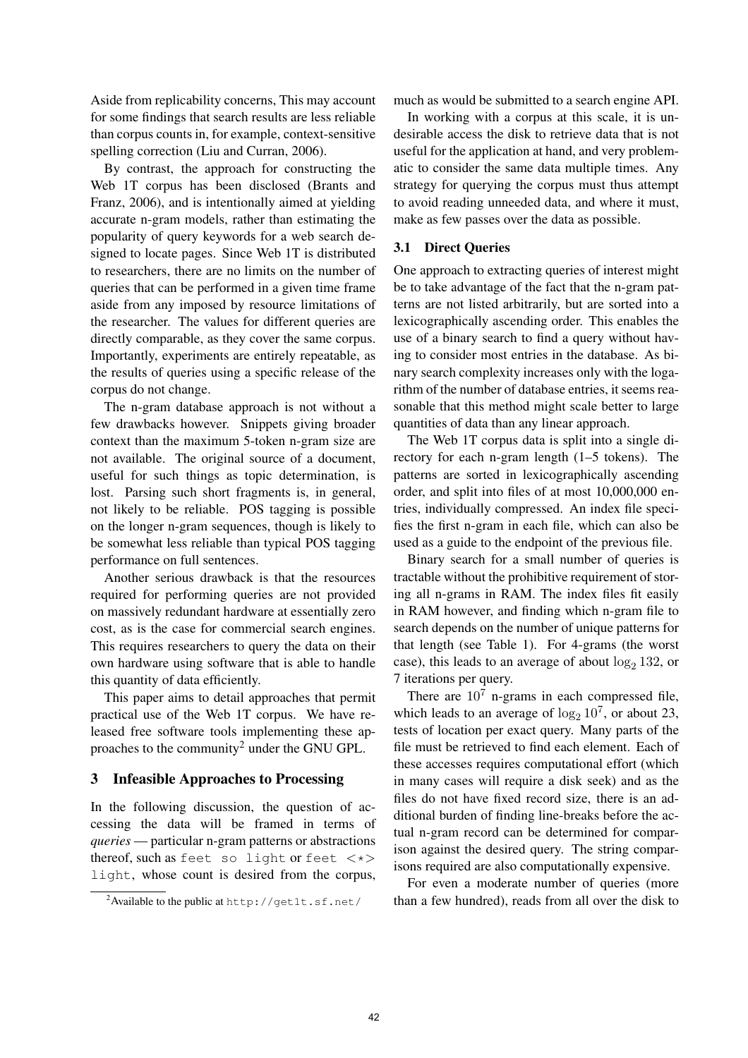Aside from replicability concerns, This may account for some findings that search results are less reliable than corpus counts in, for example, context-sensitive spelling correction (Liu and Curran, 2006).

By contrast, the approach for constructing the Web 1T corpus has been disclosed (Brants and Franz, 2006), and is intentionally aimed at yielding accurate n-gram models, rather than estimating the popularity of query keywords for a web search designed to locate pages. Since Web 1T is distributed to researchers, there are no limits on the number of queries that can be performed in a given time frame aside from any imposed by resource limitations of the researcher. The values for different queries are directly comparable, as they cover the same corpus. Importantly, experiments are entirely repeatable, as the results of queries using a specific release of the corpus do not change.

The n-gram database approach is not without a few drawbacks however. Snippets giving broader context than the maximum 5-token n-gram size are not available. The original source of a document, useful for such things as topic determination, is lost. Parsing such short fragments is, in general, not likely to be reliable. POS tagging is possible on the longer n-gram sequences, though is likely to be somewhat less reliable than typical POS tagging performance on full sentences.

Another serious drawback is that the resources required for performing queries are not provided on massively redundant hardware at essentially zero cost, as is the case for commercial search engines. This requires researchers to query the data on their own hardware using software that is able to handle this quantity of data efficiently.

This paper aims to detail approaches that permit practical use of the Web 1T corpus. We have released free software tools implementing these approaches to the community[2] under the GNU GPL.

## 3 Infeasible Approaches to Processing

In the following discussion, the question of accessing the data will be framed in terms of *queries* — particular n-gram patterns or abstractions thereof, such as `feet so light` or `feet <*> light`, whose count is desired from the corpus, much as would be submitted to a search engine API.

In working with a corpus at this scale, it is undesirable access the disk to retrieve data that is not useful for the application at hand, and very problematic to consider the same data multiple times. Any strategy for querying the corpus must thus attempt to avoid reading unneeded data, and where it must, make as few passes over the data as possible.

### 3.1 Direct Queries

One approach to extracting queries of interest might be to take advantage of the fact that the n-gram patterns are not listed arbitrarily, but are sorted into a lexicographically ascending order. This enables the use of a binary search to find a query without having to consider most entries in the database. As binary search complexity increases only with the logarithm of the number of database entries, it seems reasonable that this method might scale better to large quantities of data than any linear approach.

The Web 1T corpus data is split into a single directory for each n-gram length (1–5 tokens). The patterns are sorted in lexicographically ascending order, and split into files of at most 10,000,000 entries, individually compressed. An index file specifies the first n-gram in each file, which can also be used as a guide to the endpoint of the previous file.

Binary search for a small number of queries is tractable without the prohibitive requirement of storing all n-grams in RAM. The index files fit easily in RAM however, and finding which n-gram file to search depends on the number of unique patterns for that length (see Table 1). For 4-grams (the worst case), this leads to an average of about $\log_2 132$, or 7 iterations per query.

There are $10^7$ n-grams in each compressed file, which leads to an average of $\log_2 10^7$, or about 23, tests of location per exact query. Many parts of the file must be retrieved to find each element. Each of these accesses requires computational effort (which in many cases will require a disk seek) and as the files do not have fixed record size, there is an additional burden of finding line-breaks before the actual n-gram record can be determined for comparison against the desired query. The string comparisons required are also computationally expensive.

For even a moderate number of queries (more than a few hundred), reads from all over the disk to

[2] Available to the public at `http://get1t.sf.net/`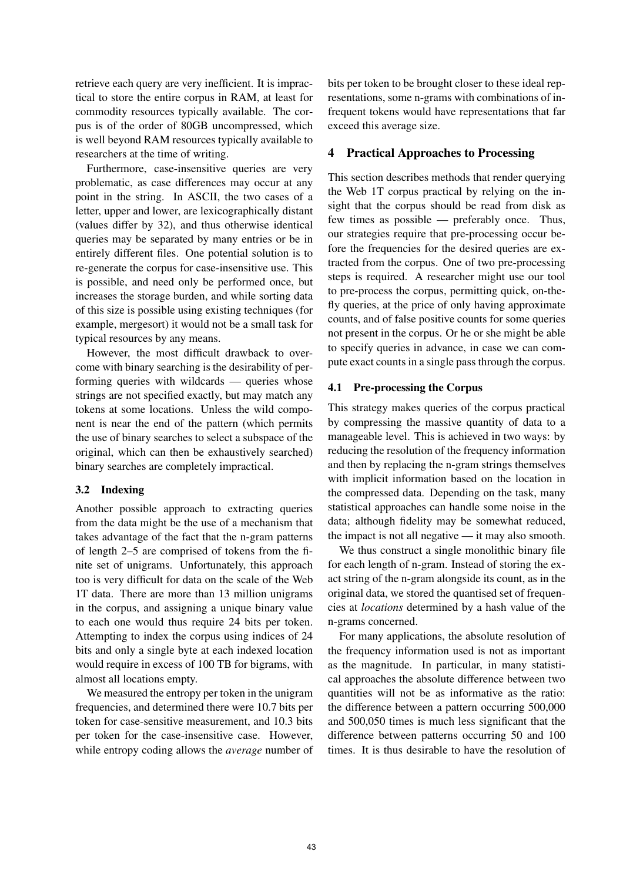retrieve each query are very inefficient. It is impractical to store the entire corpus in RAM, at least for commodity resources typically available. The corpus is of the order of 80GB uncompressed, which is well beyond RAM resources typically available to researchers at the time of writing.

Furthermore, case-insensitive queries are very problematic, as case differences may occur at any point in the string. In ASCII, the two cases of a letter, upper and lower, are lexicographically distant (values differ by 32), and thus otherwise identical queries may be separated by many entries or be in entirely different files. One potential solution is to re-generate the corpus for case-insensitive use. This is possible, and need only be performed once, but increases the storage burden, and while sorting data of this size is possible using existing techniques (for example, mergesort) it would not be a small task for typical resources by any means.

However, the most difficult drawback to overcome with binary searching is the desirability of performing queries with wildcards — queries whose strings are not specified exactly, but may match any tokens at some locations. Unless the wild component is near the end of the pattern (which permits the use of binary searches to select a subspace of the original, which can then be exhaustively searched) binary searches are completely impractical.

### 3.2 Indexing

Another possible approach to extracting queries from the data might be the use of a mechanism that takes advantage of the fact that the n-gram patterns of length 2–5 are comprised of tokens from the finite set of unigrams. Unfortunately, this approach too is very difficult for data on the scale of the Web 1T data. There are more than 13 million unigrams in the corpus, and assigning a unique binary value to each one would thus require 24 bits per token. Attempting to index the corpus using indices of 24 bits and only a single byte at each indexed location would require in excess of 100 TB for bigrams, with almost all locations empty.

We measured the entropy per token in the unigram frequencies, and determined there were 10.7 bits per token for case-sensitive measurement, and 10.3 bits per token for the case-insensitive case. However, while entropy coding allows the *average* number of bits per token to be brought closer to these ideal representations, some n-grams with combinations of infrequent tokens would have representations that far exceed this average size.

## 4 Practical Approaches to Processing

This section describes methods that render querying the Web 1T corpus practical by relying on the insight that the corpus should be read from disk as few times as possible — preferably once. Thus, our strategies require that pre-processing occur before the frequencies for the desired queries are extracted from the corpus. One of two pre-processing steps is required. A researcher might use our tool to pre-process the corpus, permitting quick, on-the-fly queries, at the price of only having approximate counts, and of false positive counts for some queries not present in the corpus. Or he or she might be able to specify queries in advance, in case we can compute exact counts in a single pass through the corpus.

### 4.1 Pre-processing the Corpus

This strategy makes queries of the corpus practical by compressing the massive quantity of data to a manageable level. This is achieved in two ways: by reducing the resolution of the frequency information and then by replacing the n-gram strings themselves with implicit information based on the location in the compressed data. Depending on the task, many statistical approaches can handle some noise in the data; although fidelity may be somewhat reduced, the impact is not all negative — it may also smooth.

We thus construct a single monolithic binary file for each length of n-gram. Instead of storing the exact string of the n-gram alongside its count, as in the original data, we stored the quantised set of frequencies at *locations* determined by a hash value of the n-grams concerned.

For many applications, the absolute resolution of the frequency information used is not as important as the magnitude. In particular, in many statistical approaches the absolute difference between two quantities will not be as informative as the ratio: the difference between a pattern occurring 500,000 and 500,050 times is much less significant that the difference between patterns occurring 50 and 100 times. It is thus desirable to have the resolution of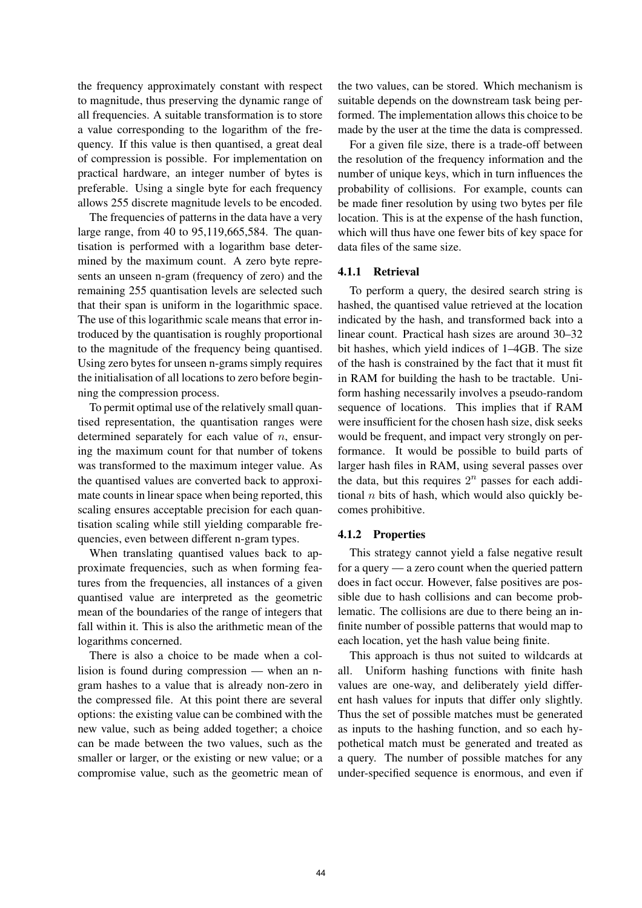the frequency approximately constant with respect to magnitude, thus preserving the dynamic range of all frequencies. A suitable transformation is to store a value corresponding to the logarithm of the frequency. If this value is then quantised, a great deal of compression is possible. For implementation on practical hardware, an integer number of bytes is preferable. Using a single byte for each frequency allows 255 discrete magnitude levels to be encoded.

The frequencies of patterns in the data have a very large range, from 40 to 95,119,665,584. The quantisation is performed with a logarithm base determined by the maximum count. A zero byte represents an unseen n-gram (frequency of zero) and the remaining 255 quantisation levels are selected such that their span is uniform in the logarithmic space. The use of this logarithmic scale means that error introduced by the quantisation is roughly proportional to the magnitude of the frequency being quantised. Using zero bytes for unseen n-grams simply requires the initialisation of all locations to zero before beginning the compression process.

To permit optimal use of the relatively small quantised representation, the quantisation ranges were determined separately for each value of $n$, ensuring the maximum count for that number of tokens was transformed to the maximum integer value. As the quantised values are converted back to approximate counts in linear space when being reported, this scaling ensures acceptable precision for each quantisation scaling while still yielding comparable frequencies, even between different n-gram types.

When translating quantised values back to approximate frequencies, such as when forming features from the frequencies, all instances of a given quantised value are interpreted as the geometric mean of the boundaries of the range of integers that fall within it. This is also the arithmetic mean of the logarithms concerned.

There is also a choice to be made when a collision is found during compression — when an n-gram hashes to a value that is already non-zero in the compressed file. At this point there are several options: the existing value can be combined with the new value, such as being added together; a choice can be made between the two values, such as the smaller or larger, or the existing or new value; or a compromise value, such as the geometric mean of the two values, can be stored. Which mechanism is suitable depends on the downstream task being performed. The implementation allows this choice to be made by the user at the time the data is compressed.

For a given file size, there is a trade-off between the resolution of the frequency information and the number of unique keys, which in turn influences the probability of collisions. For example, counts can be made finer resolution by using two bytes per file location. This is at the expense of the hash function, which will thus have one fewer bits of key space for data files of the same size.

#### 4.1.1 Retrieval

To perform a query, the desired search string is hashed, the quantised value retrieved at the location indicated by the hash, and transformed back into a linear count. Practical hash sizes are around 30–32 bit hashes, which yield indices of 1–4GB. The size of the hash is constrained by the fact that it must fit in RAM for building the hash to be tractable. Uniform hashing necessarily involves a pseudo-random sequence of locations. This implies that if RAM were insufficient for the chosen hash size, disk seeks would be frequent, and impact very strongly on performance. It would be possible to build parts of larger hash files in RAM, using several passes over the data, but this requires $2^n$ passes for each additional $n$ bits of hash, which would also quickly become prohibitive.

#### 4.1.2 Properties

This strategy cannot yield a false negative result for a query — a zero count when the queried pattern does in fact occur. However, false positives are possible due to hash collisions and can become problematic. The collisions are due to there being an infinite number of possible patterns that would map to each location, yet the hash value being finite.

This approach is thus not suited to wildcards at all. Uniform hashing functions with finite hash values are one-way, and deliberately yield different hash values for inputs that differ only slightly. Thus the set of possible matches must be generated as inputs to the hashing function, and so each hypothetical match must be generated and treated as a query. The number of possible matches for any under-specified sequence is enormous, and even if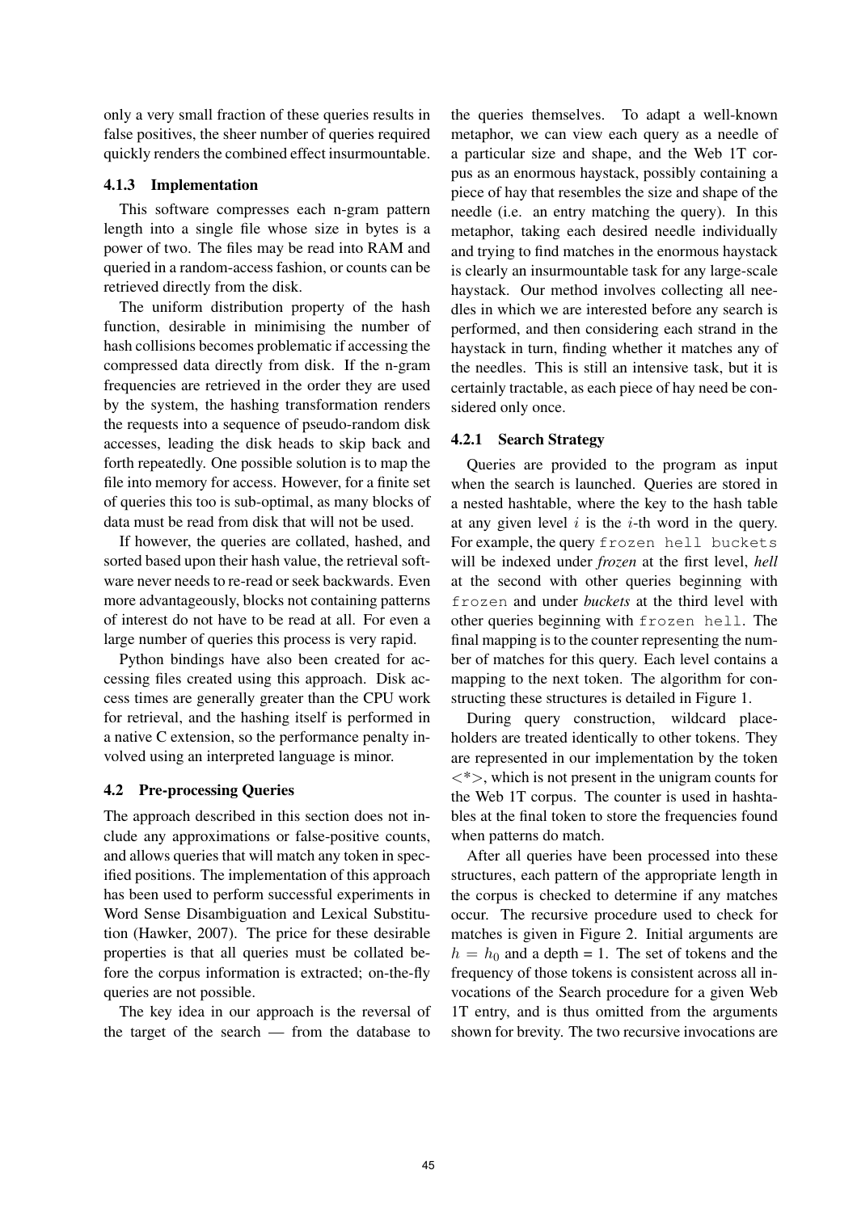only a very small fraction of these queries results in false positives, the sheer number of queries required quickly renders the combined effect insurmountable.

#### 4.1.3 Implementation

This software compresses each n-gram pattern length into a single file whose size in bytes is a power of two. The files may be read into RAM and queried in a random-access fashion, or counts can be retrieved directly from the disk.

The uniform distribution property of the hash function, desirable in minimising the number of hash collisions becomes problematic if accessing the compressed data directly from disk. If the n-gram frequencies are retrieved in the order they are used by the system, the hashing transformation renders the requests into a sequence of pseudo-random disk accesses, leading the disk heads to skip back and forth repeatedly. One possible solution is to map the file into memory for access. However, for a finite set of queries this too is sub-optimal, as many blocks of data must be read from disk that will not be used.

If however, the queries are collated, hashed, and sorted based upon their hash value, the retrieval software never needs to re-read or seek backwards. Even more advantageously, blocks not containing patterns of interest do not have to be read at all. For even a large number of queries this process is very rapid.

Python bindings have also been created for accessing files created using this approach. Disk access times are generally greater than the CPU work for retrieval, and the hashing itself is performed in a native C extension, so the performance penalty involved using an interpreted language is minor.

### 4.2 Pre-processing Queries

The approach described in this section does not include any approximations or false-positive counts, and allows queries that will match any token in specified positions. The implementation of this approach has been used to perform successful experiments in Word Sense Disambiguation and Lexical Substitution (Hawker, 2007). The price for these desirable properties is that all queries must be collated before the corpus information is extracted; on-the-fly queries are not possible.

The key idea in our approach is the reversal of the target of the search — from the database to the queries themselves. To adapt a well-known metaphor, we can view each query as a needle of a particular size and shape, and the Web 1T corpus as an enormous haystack, possibly containing a piece of hay that resembles the size and shape of the needle (i.e. an entry matching the query). In this metaphor, taking each desired needle individually and trying to find matches in the enormous haystack is clearly an insurmountable task for any large-scale haystack. Our method involves collecting all needles in which we are interested before any search is performed, and then considering each strand in the haystack in turn, finding whether it matches any of the needles. This is still an intensive task, but it is certainly tractable, as each piece of hay need be considered only once.

#### 4.2.1 Search Strategy

Queries are provided to the program as input when the search is launched. Queries are stored in a nested hashtable, where the key to the hash table at any given level $i$ is the $i$-th word in the query. For example, the query `frozen hell buckets` will be indexed under *frozen* at the first level, *hell* at the second with other queries beginning with `frozen` and under *buckets* at the third level with other queries beginning with `frozen hell`. The final mapping is to the counter representing the number of matches for this query. Each level contains a mapping to the next token. The algorithm for constructing these structures is detailed in Figure 1.

During query construction, wildcard placeholders are treated identically to other tokens. They are represented in our implementation by the token <*>, which is not present in the unigram counts for the Web 1T corpus. The counter is used in hashtables at the final token to store the frequencies found when patterns do match.

After all queries have been processed into these structures, each pattern of the appropriate length in the corpus is checked to determine if any matches occur. The recursive procedure used to check for matches is given in Figure 2. Initial arguments are $h = h_0$ and a depth = 1. The set of tokens and the frequency of those tokens is consistent across all invocations of the Search procedure for a given Web 1T entry, and is thus omitted from the arguments shown for brevity. The two recursive invocations are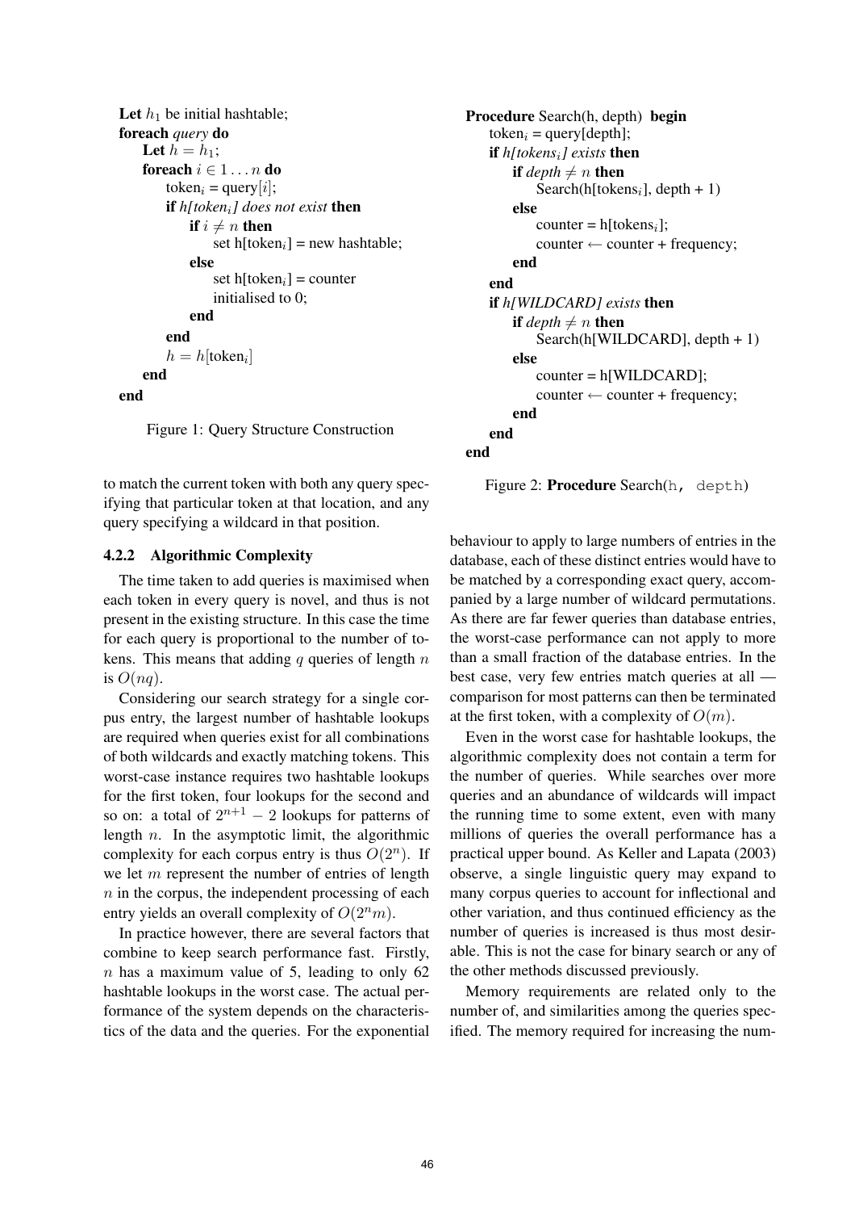```
Let h_1 be initial hashtable;
foreach query do
    Let h = h_1;
    foreach i ∈ 1 ... n do
        token_i = query[i];
        if h[token_i] does not exist then
            if i ≠ n then
                set h[token_i] = new hashtable;
            else
                set h[token_i] = counter
                initialised to 0;
            end
        end
        h = h[token_i]
    end
end
```

Figure 1: Query Structure Construction

```
Procedure Search(h, depth) begin
    token_i = query[depth];
    if h[tokens_i] exists then
        if depth ≠ n then
            Search(h[tokens_i], depth + 1)
        else
            counter = h[tokens_i];
            counter ← counter + frequency;
        end
    end
    if h[WILDCARD] exists then
        if depth ≠ n then
            Search(h[WILDCARD], depth + 1)
        else
            counter = h[WILDCARD];
            counter ← counter + frequency;
        end
    end
end
```

Figure 2: **Procedure** Search(h, depth)

to match the current token with both any query specifying that particular token at that location, and any query specifying a wildcard in that position.

#### 4.2.2 Algorithmic Complexity

The time taken to add queries is maximised when each token in every query is novel, and thus is not present in the existing structure. In this case the time for each query is proportional to the number of tokens. This means that adding $q$ queries of length $n$ is $O(nq)$.

Considering our search strategy for a single corpus entry, the largest number of hashtable lookups are required when queries exist for all combinations of both wildcards and exactly matching tokens. This worst-case instance requires two hashtable lookups for the first token, four lookups for the second and so on: a total of $2^{n+1} - 2$ lookups for patterns of length $n$. In the asymptotic limit, the algorithmic complexity for each corpus entry is thus $O(2^n)$. If we let $m$ represent the number of entries of length $n$ in the corpus, the independent processing of each entry yields an overall complexity of $O(2^n m)$.

In practice however, there are several factors that combine to keep search performance fast. Firstly, $n$ has a maximum value of 5, leading to only 62 hashtable lookups in the worst case. The actual performance of the system depends on the characteristics of the data and the queries. For the exponential behaviour to apply to large numbers of entries in the database, each of these distinct entries would have to be matched by a corresponding exact query, accompanied by a large number of wildcard permutations. As there are far fewer queries than database entries, the worst-case performance can not apply to more than a small fraction of the database entries. In the best case, very few entries match queries at all — comparison for most patterns can then be terminated at the first token, with a complexity of $O(m)$.

Even in the worst case for hashtable lookups, the algorithmic complexity does not contain a term for the number of queries. While searches over more queries and an abundance of wildcards will impact the running time to some extent, even with many millions of queries the overall performance has a practical upper bound. As Keller and Lapata (2003) observe, a single linguistic query may expand to many corpus queries to account for inflectional and other variation, and thus continued efficiency as the number of queries is increased is thus most desirable. This is not the case for binary search or any of the other methods discussed previously.

Memory requirements are related only to the number of, and similarities among the queries specified. The memory required for increasing the num-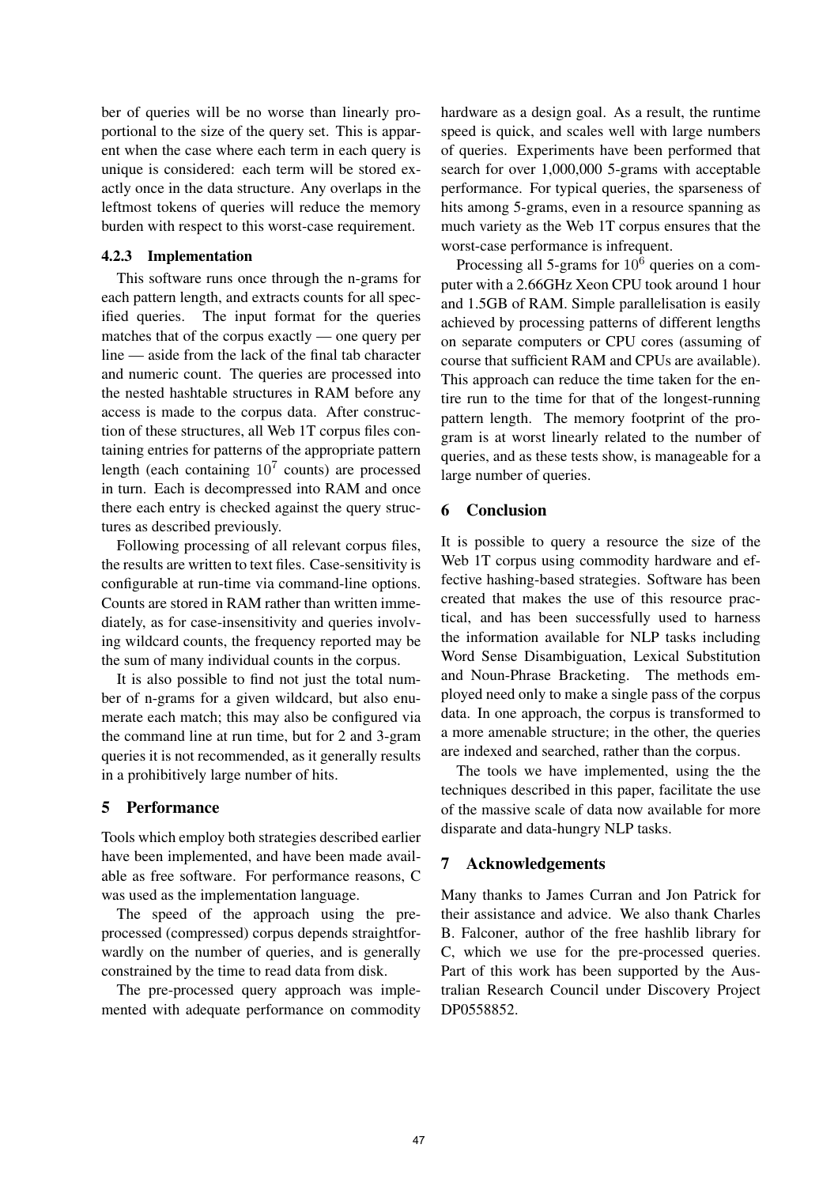ber of queries will be no worse than linearly proportional to the size of the query set. This is apparent when the case where each term in each query is unique is considered: each term will be stored exactly once in the data structure. Any overlaps in the leftmost tokens of queries will reduce the memory burden with respect to this worst-case requirement.

### 4.2.3 Implementation

This software runs once through the n-grams for each pattern length, and extracts counts for all specified queries. The input format for the queries matches that of the corpus exactly — one query per line — aside from the lack of the final tab character and numeric count. The queries are processed into the nested hashtable structures in RAM before any access is made to the corpus data. After construction of these structures, all Web 1T corpus files containing entries for patterns of the appropriate pattern length (each containing $10^7$ counts) are processed in turn. Each is decompressed into RAM and once there each entry is checked against the query structures as described previously.

Following processing of all relevant corpus files, the results are written to text files. Case-sensitivity is configurable at run-time via command-line options. Counts are stored in RAM rather than written immediately, as for case-insensitivity and queries involving wildcard counts, the frequency reported may be the sum of many individual counts in the corpus.

It is also possible to find not just the total number of n-grams for a given wildcard, but also enumerate each match; this may also be configured via the command line at run time, but for 2 and 3-gram queries it is not recommended, as it generally results in a prohibitively large number of hits.

## 5 Performance

Tools which employ both strategies described earlier have been implemented, and have been made available as free software. For performance reasons, C was used as the implementation language.

The speed of the approach using the pre-processed (compressed) corpus depends straightforwardly on the number of queries, and is generally constrained by the time to read data from disk.

The pre-processed query approach was implemented with adequate performance on commodity hardware as a design goal. As a result, the runtime speed is quick, and scales well with large numbers of queries. Experiments have been performed that search for over 1,000,000 5-grams with acceptable performance. For typical queries, the sparseness of hits among 5-grams, even in a resource spanning as much variety as the Web 1T corpus ensures that the worst-case performance is infrequent.

Processing all 5-grams for $10^6$ queries on a computer with a 2.66GHz Xeon CPU took around 1 hour and 1.5GB of RAM. Simple parallelisation is easily achieved by processing patterns of different lengths on separate computers or CPU cores (assuming of course that sufficient RAM and CPUs are available). This approach can reduce the time taken for the entire run to the time for that of the longest-running pattern length. The memory footprint of the program is at worst linearly related to the number of queries, and as these tests show, is manageable for a large number of queries.

## 6 Conclusion

It is possible to query a resource the size of the Web 1T corpus using commodity hardware and effective hashing-based strategies. Software has been created that makes the use of this resource practical, and has been successfully used to harness the information available for NLP tasks including Word Sense Disambiguation, Lexical Substitution and Noun-Phrase Bracketing. The methods employed need only to make a single pass of the corpus data. In one approach, the corpus is transformed to a more amenable structure; in the other, the queries are indexed and searched, rather than the corpus.

The tools we have implemented, using the the techniques described in this paper, facilitate the use of the massive scale of data now available for more disparate and data-hungry NLP tasks.

## 7 Acknowledgements

Many thanks to James Curran and Jon Patrick for their assistance and advice. We also thank Charles B. Falconer, author of the free hashlib library for C, which we use for the pre-processed queries. Part of this work has been supported by the Australian Research Council under Discovery Project DP0558852.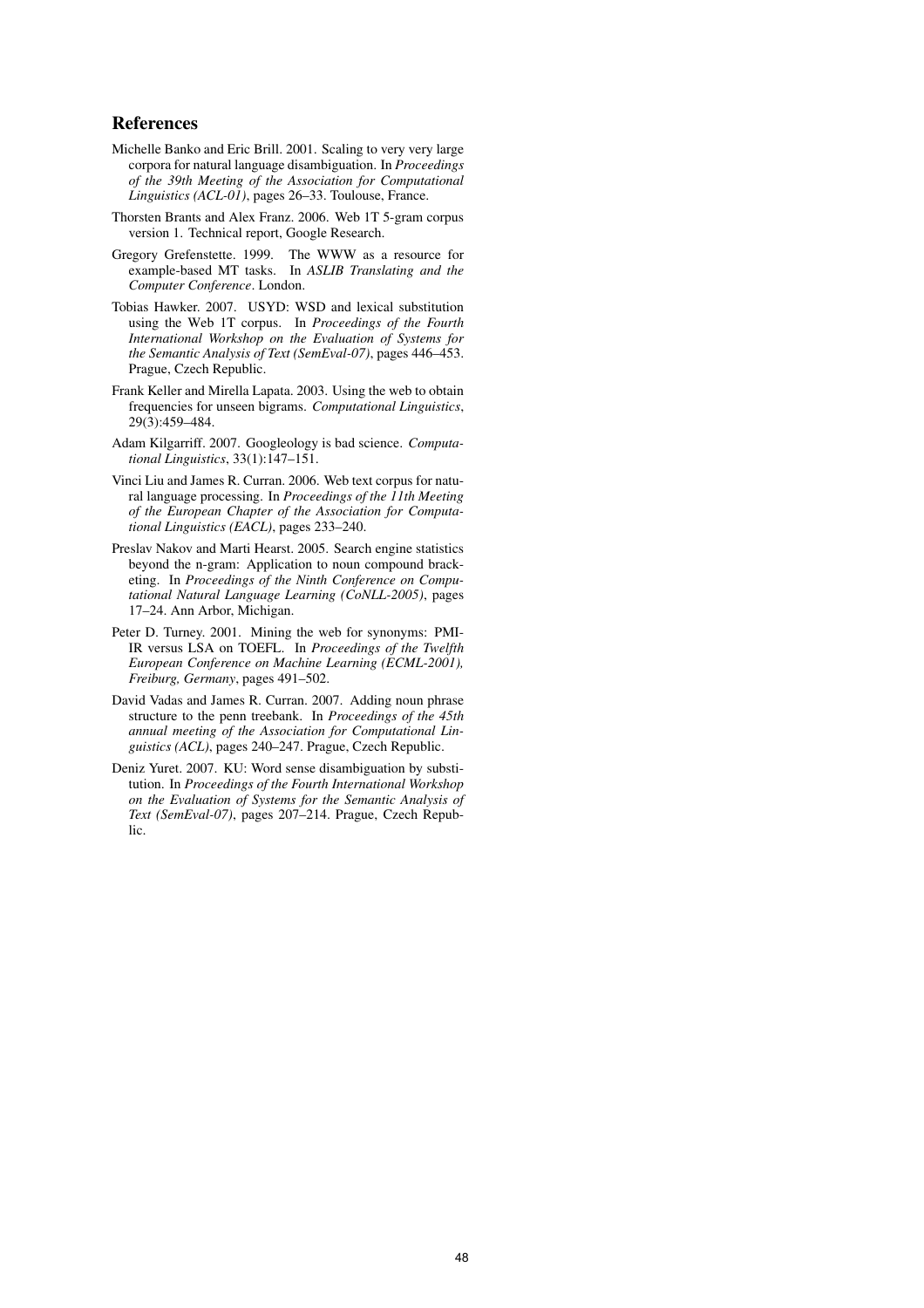## References

Michelle Banko and Eric Brill. 2001. Scaling to very very large corpora for natural language disambiguation. In *Proceedings of the 39th Meeting of the Association for Computational Linguistics (ACL-01)*, pages 26–33. Toulouse, France.

Thorsten Brants and Alex Franz. 2006. Web 1T 5-gram corpus version 1. Technical report, Google Research.

Gregory Grefenstette. 1999. The WWW as a resource for example-based MT tasks. In *ASLIB Translating and the Computer Conference*. London.

Tobias Hawker. 2007. USYD: WSD and lexical substitution using the Web 1T corpus. In *Proceedings of the Fourth International Workshop on the Evaluation of Systems for the Semantic Analysis of Text (SemEval-07)*, pages 446–453. Prague, Czech Republic.

Frank Keller and Mirella Lapata. 2003. Using the web to obtain frequencies for unseen bigrams. *Computational Linguistics*, 29(3):459–484.

Adam Kilgarriff. 2007. Googleology is bad science. *Computational Linguistics*, 33(1):147–151.

Vinci Liu and James R. Curran. 2006. Web text corpus for natural language processing. In *Proceedings of the 11th Meeting of the European Chapter of the Association for Computational Linguistics (EACL)*, pages 233–240.

Preslav Nakov and Marti Hearst. 2005. Search engine statistics beyond the n-gram: Application to noun compound bracketing. In *Proceedings of the Ninth Conference on Computational Natural Language Learning (CoNLL-2005)*, pages 17–24. Ann Arbor, Michigan.

Peter D. Turney. 2001. Mining the web for synonyms: PMI-IR versus LSA on TOEFL. In *Proceedings of the Twelfth European Conference on Machine Learning (ECML-2001), Freiburg, Germany*, pages 491–502.

David Vadas and James R. Curran. 2007. Adding noun phrase structure to the penn treebank. In *Proceedings of the 45th annual meeting of the Association for Computational Linguistics (ACL)*, pages 240–247. Prague, Czech Republic.

Deniz Yuret. 2007. KU: Word sense disambiguation by substitution. In *Proceedings of the Fourth International Workshop on the Evaluation of Systems for the Semantic Analysis of Text (SemEval-07)*, pages 207–214. Prague, Czech Republic.